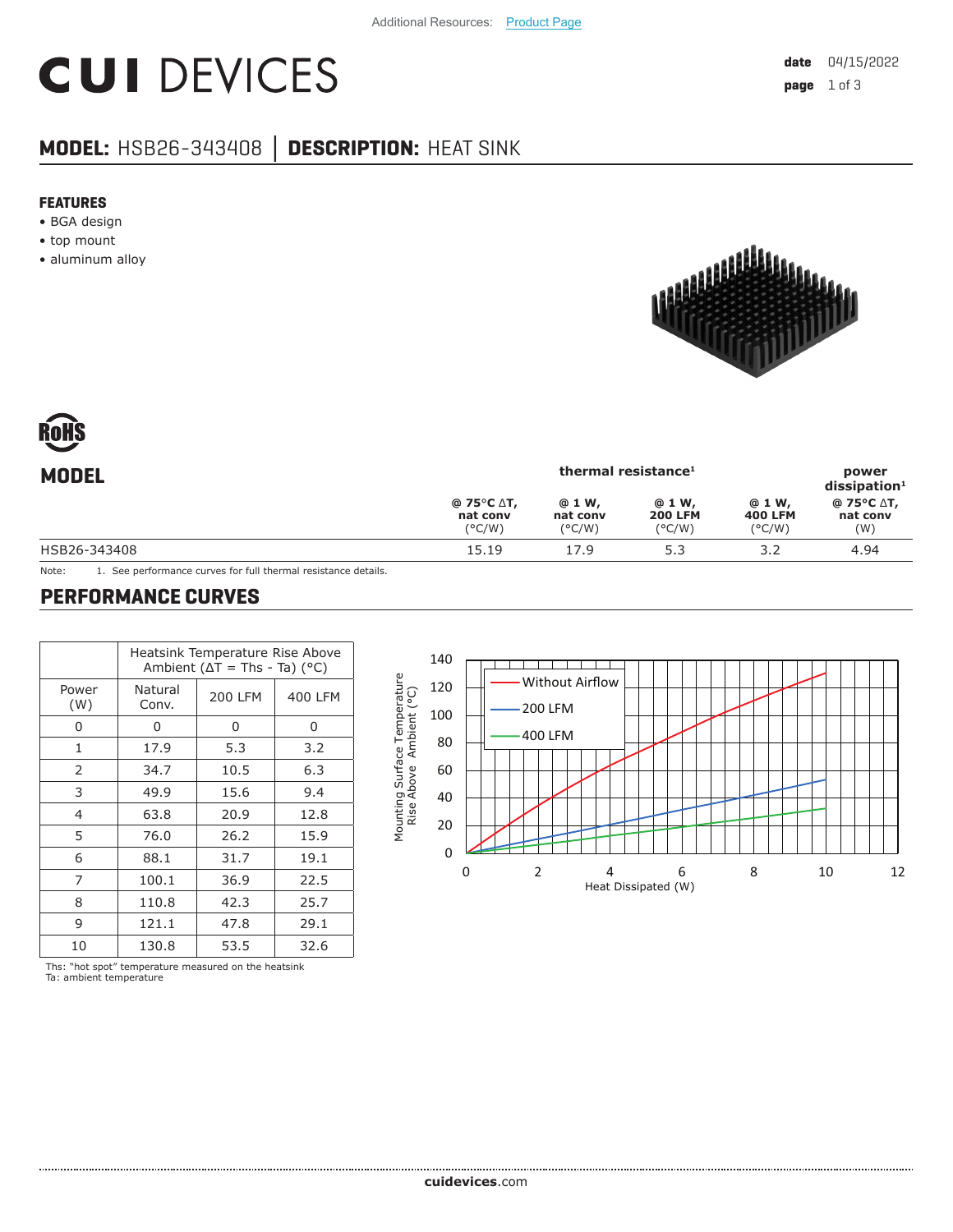Additional Resources: Product Page

# CUI DEVICES

**date** 04/15/2022

## MODEL: HSB26-343408 | DESCRIPTION: HEAT SINK

### FEATURES

- BGA design
- top mount
- aluminum alloy

RoHS

## MODEL

| | thermal resistance[1] | | | | power dissipation[1] |
|---|---|---|---|---|---|
| | @ 75°C ΔT, nat conv (°C/W) | @ 1 W, nat conv (°C/W) | @ 1 W, 200 LFM (°C/W) | @ 1 W, 400 LFM (°C/W) | @ 75°C ΔT, nat conv (W) |
| HSB26-343408 | 15.19 | 17.9 | 5.3 | 3.2 | 4.94 |

Note: 1. See performance curves for full thermal resistance details.

## PERFORMANCE CURVES

| Power (W) | Heatsink Temperature Rise Above Ambient (ΔT = Ths - Ta) (°C) Natural Conv. | 200 LFM | 400 LFM |
|---|---|---|---|
| 0 | 0 | 0 | 0 |
| 1 | 17.9 | 5.3 | 3.2 |
| 2 | 34.7 | 10.5 | 6.3 |
| 3 | 49.9 | 15.6 | 9.4 |
| 4 | 63.8 | 20.9 | 12.8 |
| 5 | 76.0 | 26.2 | 15.9 |
| 6 | 88.1 | 31.7 | 19.1 |
| 7 | 100.1 | 36.9 | 22.5 |
| 8 | 110.8 | 42.3 | 25.7 |
| 9 | 121.1 | 47.8 | 29.1 |
| 10 | 130.8 | 53.5 | 32.6 |

Ths: "hot spot" temperature measured on the heatsink
Ta: ambient temperature

Chart: Mounting Surface Temperature Rise Above Ambient (°C) vs. Heat Dissipated (W) — Without Airflow, 200 LFM, 400 LFM

cuidevices.com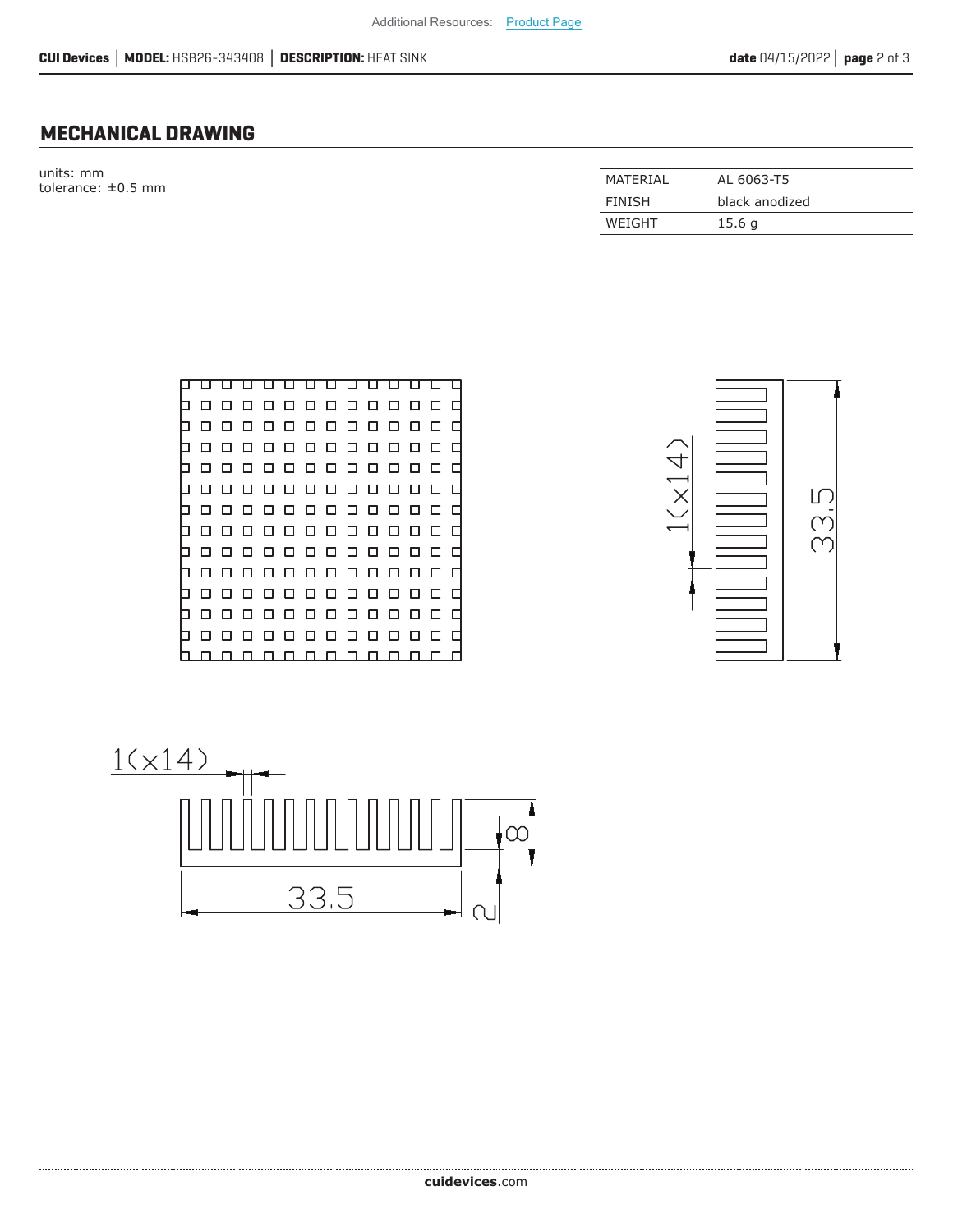## MECHANICAL DRAWING

units: mm
tolerance: ±0.5 mm

| MATERIAL | AL 6063-T5 |
|---|---|
| FINISH | black anodized |
| WEIGHT | 15.6 g |

1(×14)

33.5

1(×14)

8

33.5

2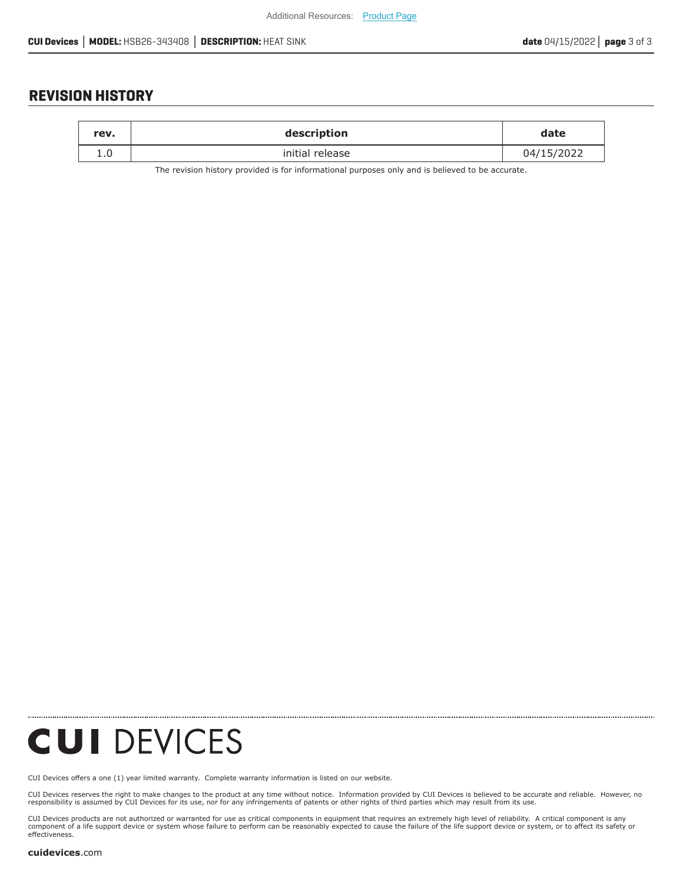## REVISION HISTORY

| rev. | description | date |
|---|---|---|
| 1.0 | initial release | 04/15/2022 |

The revision history provided is for informational purposes only and is believed to be accurate.

CUI DEVICES

CUI Devices offers a one (1) year limited warranty. Complete warranty information is listed on our website.

CUI Devices reserves the right to make changes to the product at any time without notice. Information provided by CUI Devices is believed to be accurate and reliable. However, no responsibility is assumed by CUI Devices for its use, nor for any infringements of patents or other rights of third parties which may result from its use.

CUI Devices products are not authorized or warranted for use as critical components in equipment that requires an extremely high level of reliability. A critical component is any component of a life support device or system whose failure to perform can be reasonably expected to cause the failure of the life support device or system, or to affect its safety or effectiveness.

**cuidevices**.com